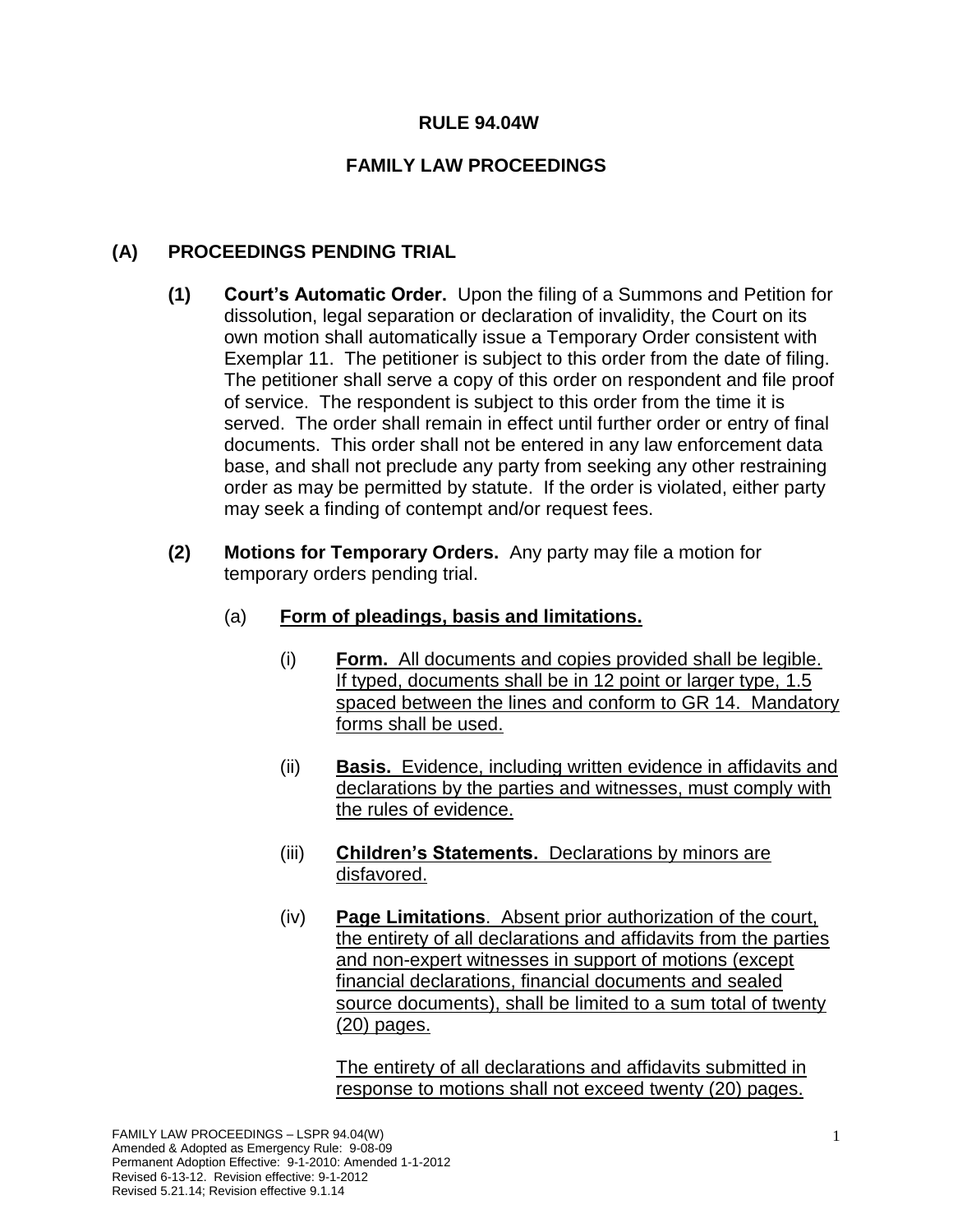# RULE 94.04W

## FAMILY LAW PROCEEDINGS

### (A) PROCEEDINGS PENDING TRIAL

**(1) Court's Automatic Order.** Upon the filing of a Summons and Petition for dissolution, legal separation or declaration of invalidity, the Court on its own motion shall automatically issue a Temporary Order consistent with Exemplar 11. The petitioner is subject to this order from the date of filing. The petitioner shall serve a copy of this order on respondent and file proof of service. The respondent is subject to this order from the time it is served. The order shall remain in effect until further order or entry of final documents. This order shall not be entered in any law enforcement data base, and shall not preclude any party from seeking any other restraining order as may be permitted by statute. If the order is violated, either party may seek a finding of contempt and/or request fees.

**(2) Motions for Temporary Orders.** Any party may file a motion for temporary orders pending trial.

(a) **<u>Form of pleadings, basis and limitations.</u>**

(i) <u>**Form.** All documents and copies provided shall be legible. If typed, documents shall be in 12 point or larger type, 1.5 spaced between the lines and conform to GR 14. Mandatory forms shall be used.</u>

(ii) <u>**Basis.** Evidence, including written evidence in affidavits and declarations by the parties and witnesses, must comply with the rules of evidence.</u>

(iii) <u>**Children's Statements.** Declarations by minors are disfavored.</u>

(iv) <u>**Page Limitations**. Absent prior authorization of the court, the entirety of all declarations and affidavits from the parties and non-expert witnesses in support of motions (except financial declarations, financial documents and sealed source documents), shall be limited to a sum total of twenty (20) pages.</u>

<u>The entirety of all declarations and affidavits submitted in response to motions shall not exceed twenty (20) pages.</u>

FAMILY LAW PROCEEDINGS – LSPR 94.04(W)
Amended & Adopted as Emergency Rule: 9-08-09
Permanent Adoption Effective: 9-1-2010: Amended 1-1-2012
Revised 6-13-12. Revision effective: 9-1-2012
Revised 5.21.14; Revision effective 9.1.14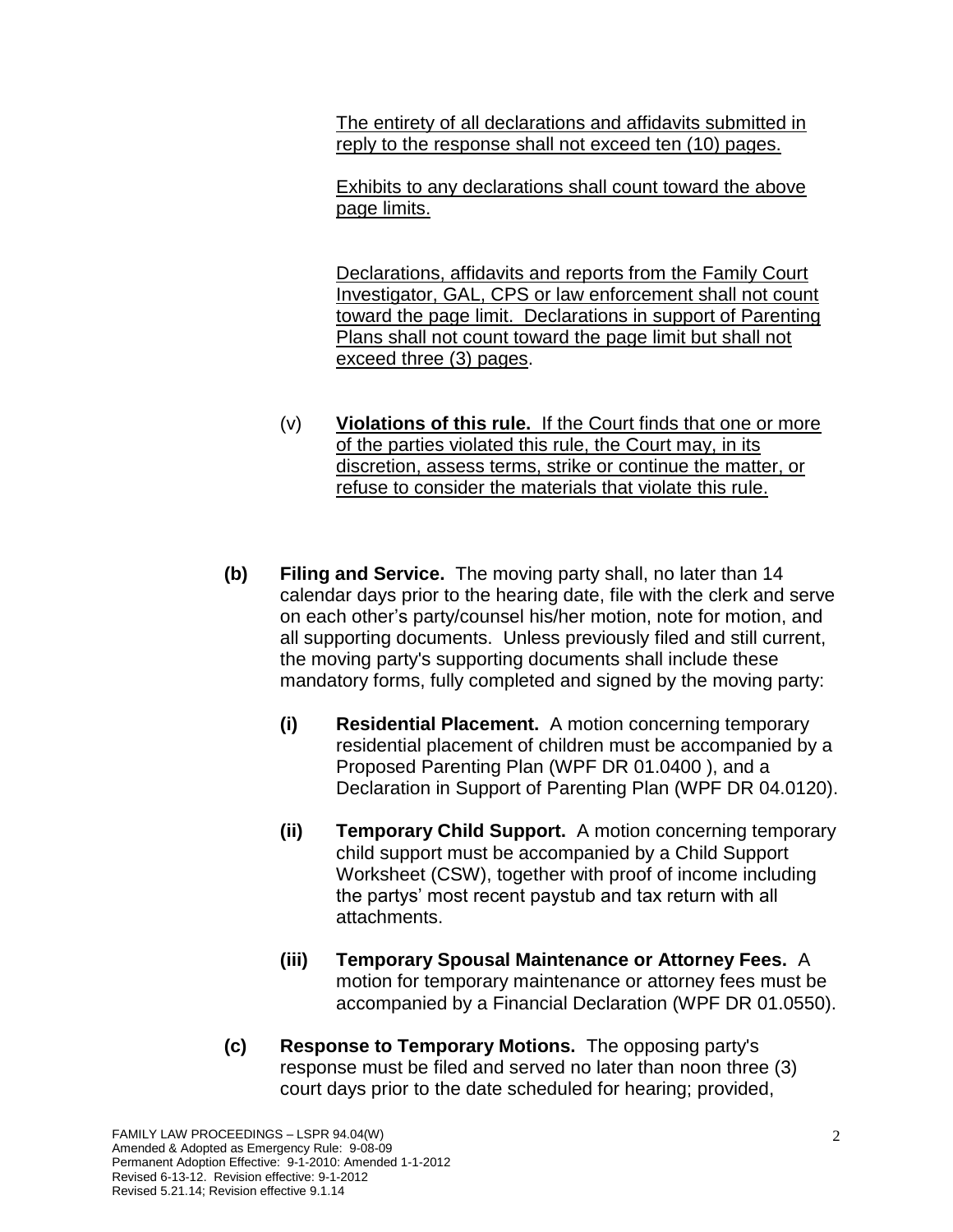The entirety of all declarations and affidavits submitted in reply to the response shall not exceed ten (10) pages.

Exhibits to any declarations shall count toward the above page limits.

Declarations, affidavits and reports from the Family Court Investigator, GAL, CPS or law enforcement shall not count toward the page limit. Declarations in support of Parenting Plans shall not count toward the page limit but shall not exceed three (3) pages.

(v) **Violations of this rule.** If the Court finds that one or more of the parties violated this rule, the Court may, in its discretion, assess terms, strike or continue the matter, or refuse to consider the materials that violate this rule.

**(b) Filing and Service.** The moving party shall, no later than 14 calendar days prior to the hearing date, file with the clerk and serve on each other's party/counsel his/her motion, note for motion, and all supporting documents. Unless previously filed and still current, the moving party's supporting documents shall include these mandatory forms, fully completed and signed by the moving party:

**(i) Residential Placement.** A motion concerning temporary residential placement of children must be accompanied by a Proposed Parenting Plan (WPF DR 01.0400 ), and a Declaration in Support of Parenting Plan (WPF DR 04.0120).

**(ii) Temporary Child Support.** A motion concerning temporary child support must be accompanied by a Child Support Worksheet (CSW), together with proof of income including the partys' most recent paystub and tax return with all attachments.

**(iii) Temporary Spousal Maintenance or Attorney Fees.** A motion for temporary maintenance or attorney fees must be accompanied by a Financial Declaration (WPF DR 01.0550).

**(c) Response to Temporary Motions.** The opposing party's response must be filed and served no later than noon three (3) court days prior to the date scheduled for hearing; provided,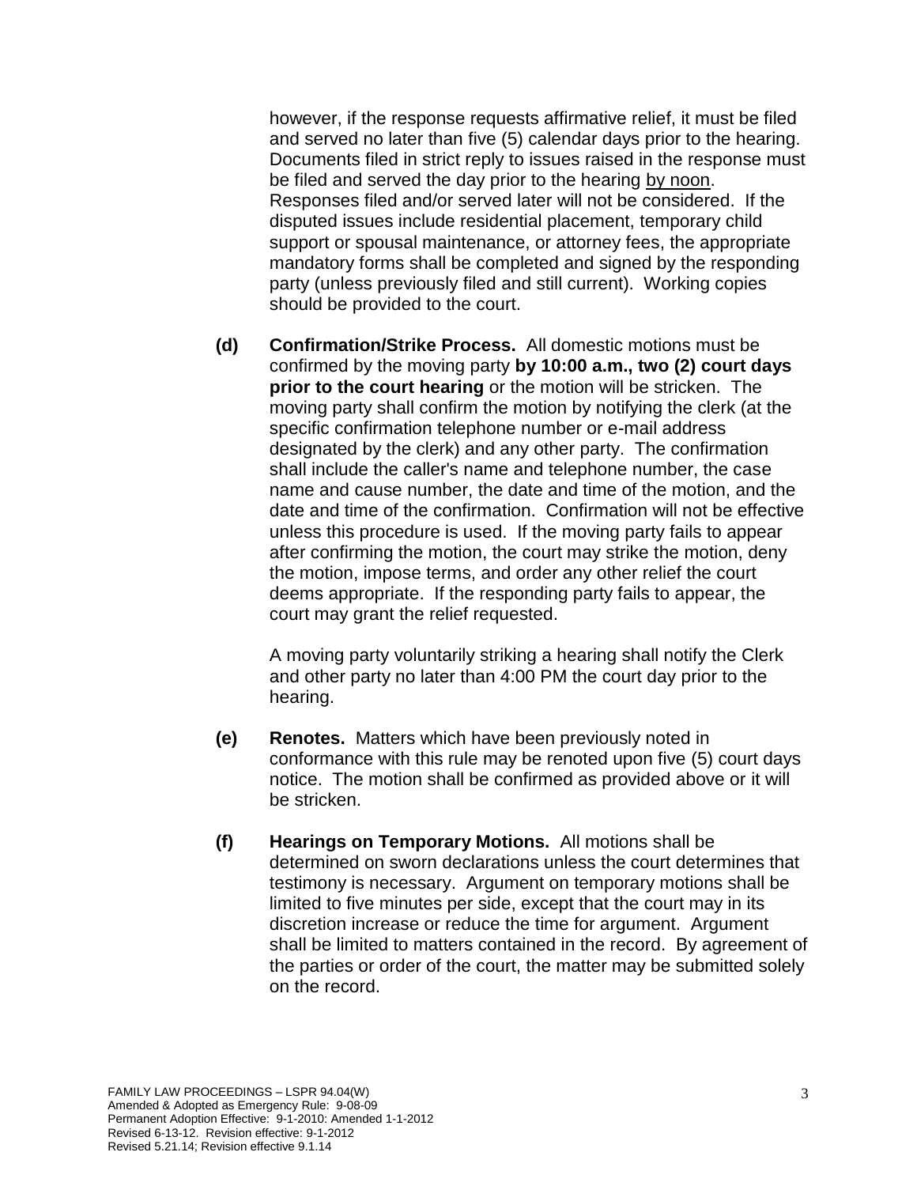however, if the response requests affirmative relief, it must be filed and served no later than five (5) calendar days prior to the hearing. Documents filed in strict reply to issues raised in the response must be filed and served the day prior to the hearing by noon. Responses filed and/or served later will not be considered. If the disputed issues include residential placement, temporary child support or spousal maintenance, or attorney fees, the appropriate mandatory forms shall be completed and signed by the responding party (unless previously filed and still current). Working copies should be provided to the court.

**(d) Confirmation/Strike Process.** All domestic motions must be confirmed by the moving party **by 10:00 a.m., two (2) court days prior to the court hearing** or the motion will be stricken. The moving party shall confirm the motion by notifying the clerk (at the specific confirmation telephone number or e-mail address designated by the clerk) and any other party. The confirmation shall include the caller's name and telephone number, the case name and cause number, the date and time of the motion, and the date and time of the confirmation. Confirmation will not be effective unless this procedure is used. If the moving party fails to appear after confirming the motion, the court may strike the motion, deny the motion, impose terms, and order any other relief the court deems appropriate. If the responding party fails to appear, the court may grant the relief requested.

A moving party voluntarily striking a hearing shall notify the Clerk and other party no later than 4:00 PM the court day prior to the hearing.

**(e) Renotes.** Matters which have been previously noted in conformance with this rule may be renoted upon five (5) court days notice. The motion shall be confirmed as provided above or it will be stricken.

**(f) Hearings on Temporary Motions.** All motions shall be determined on sworn declarations unless the court determines that testimony is necessary. Argument on temporary motions shall be limited to five minutes per side, except that the court may in its discretion increase or reduce the time for argument. Argument shall be limited to matters contained in the record. By agreement of the parties or order of the court, the matter may be submitted solely on the record.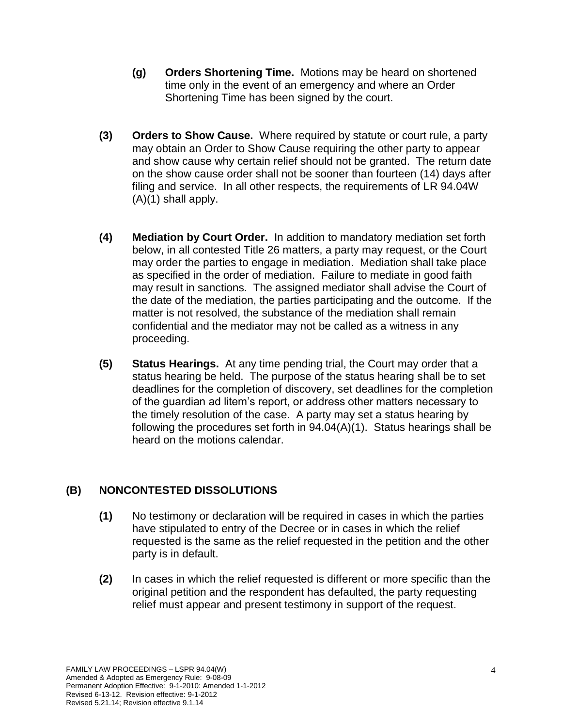**(g) Orders Shortening Time.** Motions may be heard on shortened time only in the event of an emergency and where an Order Shortening Time has been signed by the court.

**(3) Orders to Show Cause.** Where required by statute or court rule, a party may obtain an Order to Show Cause requiring the other party to appear and show cause why certain relief should not be granted. The return date on the show cause order shall not be sooner than fourteen (14) days after filing and service. In all other respects, the requirements of LR 94.04W (A)(1) shall apply.

**(4) Mediation by Court Order.** In addition to mandatory mediation set forth below, in all contested Title 26 matters, a party may request, or the Court may order the parties to engage in mediation. Mediation shall take place as specified in the order of mediation. Failure to mediate in good faith may result in sanctions. The assigned mediator shall advise the Court of the date of the mediation, the parties participating and the outcome. If the matter is not resolved, the substance of the mediation shall remain confidential and the mediator may not be called as a witness in any proceeding.

**(5) Status Hearings.** At any time pending trial, the Court may order that a status hearing be held. The purpose of the status hearing shall be to set deadlines for the completion of discovery, set deadlines for the completion of the guardian ad litem's report, or address other matters necessary to the timely resolution of the case. A party may set a status hearing by following the procedures set forth in 94.04(A)(1). Status hearings shall be heard on the motions calendar.

## (B) NONCONTESTED DISSOLUTIONS

**(1)** No testimony or declaration will be required in cases in which the parties have stipulated to entry of the Decree or in cases in which the relief requested is the same as the relief requested in the petition and the other party is in default.

**(2)** In cases in which the relief requested is different or more specific than the original petition and the respondent has defaulted, the party requesting relief must appear and present testimony in support of the request.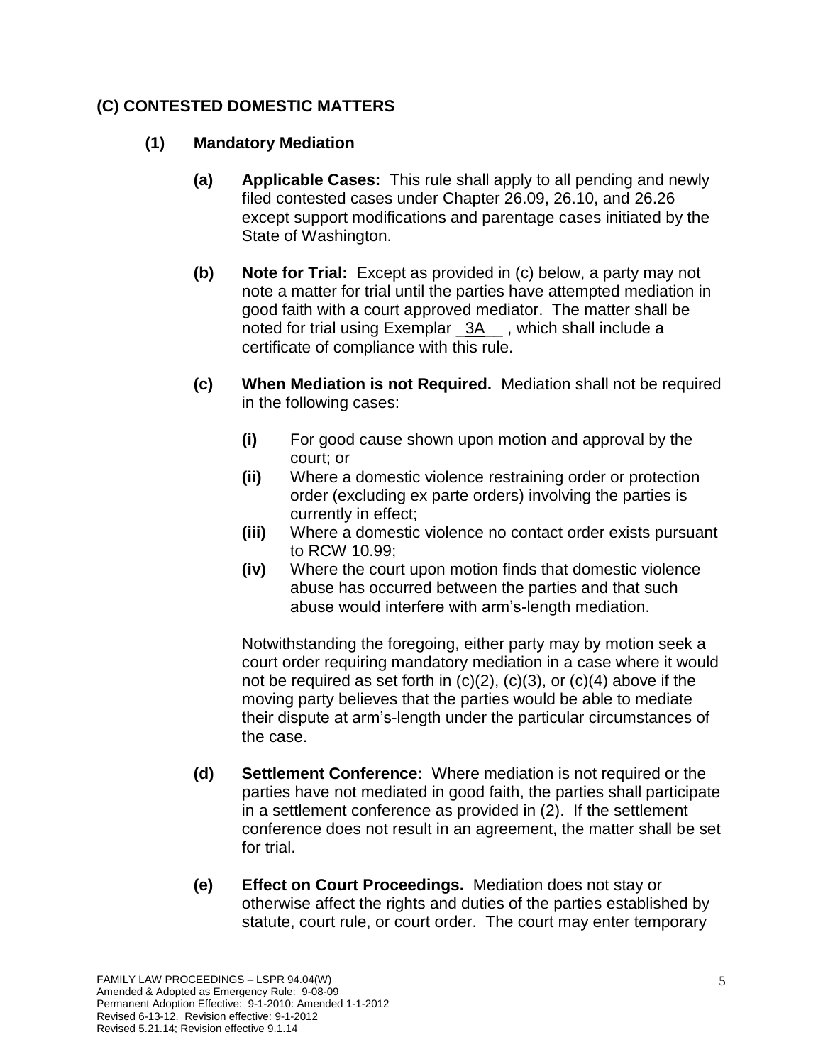## (C) CONTESTED DOMESTIC MATTERS

### (1) Mandatory Mediation

**(a) Applicable Cases:** This rule shall apply to all pending and newly filed contested cases under Chapter 26.09, 26.10, and 26.26 except support modifications and parentage cases initiated by the State of Washington.

**(b) Note for Trial:** Except as provided in (c) below, a party may not note a matter for trial until the parties have attempted mediation in good faith with a court approved mediator. The matter shall be noted for trial using Exemplar _3A__ , which shall include a certificate of compliance with this rule.

**(c) When Mediation is not Required.** Mediation shall not be required in the following cases:

- **(i)** For good cause shown upon motion and approval by the court; or
- **(ii)** Where a domestic violence restraining order or protection order (excluding ex parte orders) involving the parties is currently in effect;
- **(iii)** Where a domestic violence no contact order exists pursuant to RCW 10.99;
- **(iv)** Where the court upon motion finds that domestic violence abuse has occurred between the parties and that such abuse would interfere with arm's-length mediation.

Notwithstanding the foregoing, either party may by motion seek a court order requiring mandatory mediation in a case where it would not be required as set forth in (c)(2), (c)(3), or (c)(4) above if the moving party believes that the parties would be able to mediate their dispute at arm's-length under the particular circumstances of the case.

**(d) Settlement Conference:** Where mediation is not required or the parties have not mediated in good faith, the parties shall participate in a settlement conference as provided in (2). If the settlement conference does not result in an agreement, the matter shall be set for trial.

**(e) Effect on Court Proceedings.** Mediation does not stay or otherwise affect the rights and duties of the parties established by statute, court rule, or court order. The court may enter temporary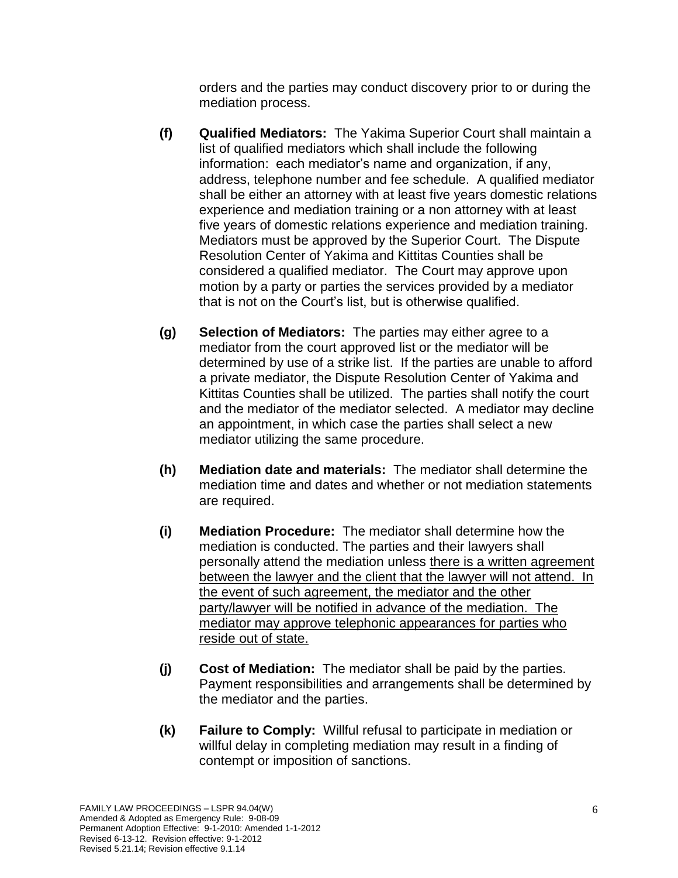orders and the parties may conduct discovery prior to or during the mediation process.

**(f) Qualified Mediators:** The Yakima Superior Court shall maintain a list of qualified mediators which shall include the following information: each mediator's name and organization, if any, address, telephone number and fee schedule. A qualified mediator shall be either an attorney with at least five years domestic relations experience and mediation training or a non attorney with at least five years of domestic relations experience and mediation training. Mediators must be approved by the Superior Court. The Dispute Resolution Center of Yakima and Kittitas Counties shall be considered a qualified mediator. The Court may approve upon motion by a party or parties the services provided by a mediator that is not on the Court's list, but is otherwise qualified.

**(g) Selection of Mediators:** The parties may either agree to a mediator from the court approved list or the mediator will be determined by use of a strike list. If the parties are unable to afford a private mediator, the Dispute Resolution Center of Yakima and Kittitas Counties shall be utilized. The parties shall notify the court and the mediator of the mediator selected. A mediator may decline an appointment, in which case the parties shall select a new mediator utilizing the same procedure.

**(h) Mediation date and materials:** The mediator shall determine the mediation time and dates and whether or not mediation statements are required.

**(i) Mediation Procedure:** The mediator shall determine how the mediation is conducted. The parties and their lawyers shall personally attend the mediation unless there is a written agreement between the lawyer and the client that the lawyer will not attend. In the event of such agreement, the mediator and the other party/lawyer will be notified in advance of the mediation. The mediator may approve telephonic appearances for parties who reside out of state.

**(j) Cost of Mediation:** The mediator shall be paid by the parties. Payment responsibilities and arrangements shall be determined by the mediator and the parties.

**(k) Failure to Comply:** Willful refusal to participate in mediation or willful delay in completing mediation may result in a finding of contempt or imposition of sanctions.

FAMILY LAW PROCEEDINGS – LSPR 94.04(W)
Amended & Adopted as Emergency Rule: 9-08-09
Permanent Adoption Effective: 9-1-2010: Amended 1-1-2012
Revised 6-13-12. Revision effective: 9-1-2012
Revised 5.21.14; Revision effective 9.1.14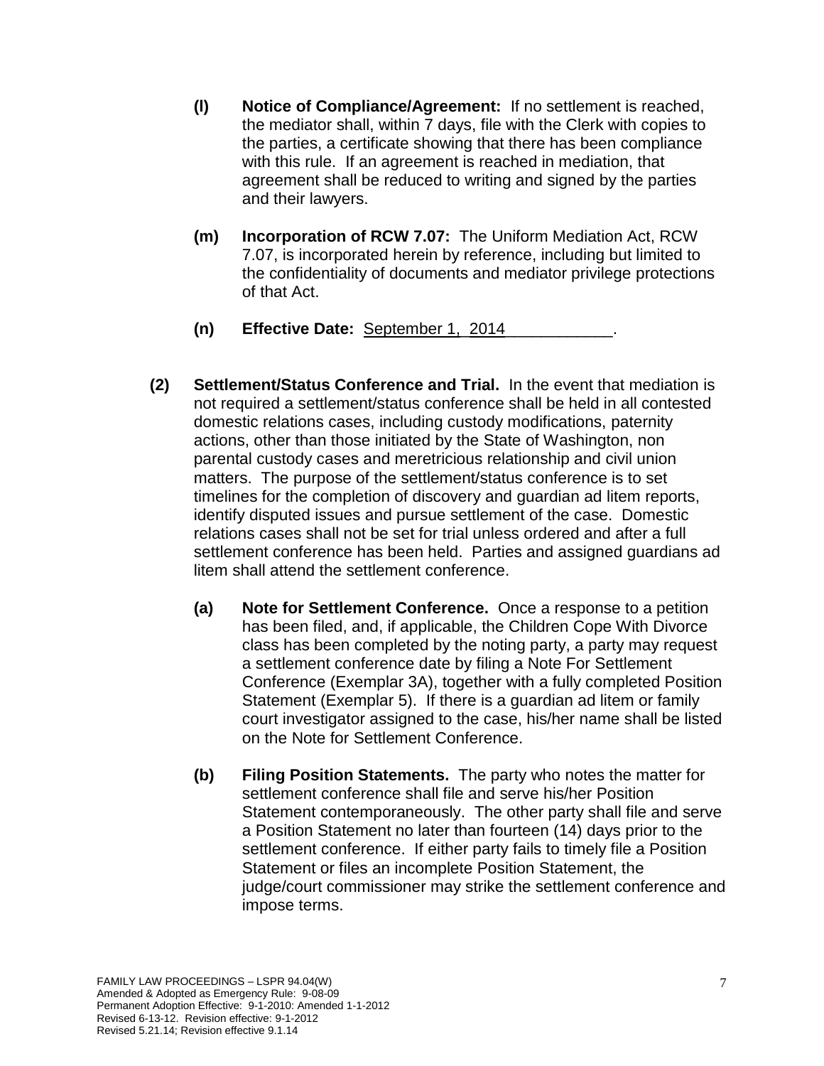**(l) Notice of Compliance/Agreement:** If no settlement is reached, the mediator shall, within 7 days, file with the Clerk with copies to the parties, a certificate showing that there has been compliance with this rule. If an agreement is reached in mediation, that agreement shall be reduced to writing and signed by the parties and their lawyers.

**(m) Incorporation of RCW 7.07:** The Uniform Mediation Act, RCW 7.07, is incorporated herein by reference, including but limited to the confidentiality of documents and mediator privilege protections of that Act.

**(n) Effective Date:** September 1, 2014____________.

**(2) Settlement/Status Conference and Trial.** In the event that mediation is not required a settlement/status conference shall be held in all contested domestic relations cases, including custody modifications, paternity actions, other than those initiated by the State of Washington, non parental custody cases and meretricious relationship and civil union matters. The purpose of the settlement/status conference is to set timelines for the completion of discovery and guardian ad litem reports, identify disputed issues and pursue settlement of the case. Domestic relations cases shall not be set for trial unless ordered and after a full settlement conference has been held. Parties and assigned guardians ad litem shall attend the settlement conference.

**(a) Note for Settlement Conference.** Once a response to a petition has been filed, and, if applicable, the Children Cope With Divorce class has been completed by the noting party, a party may request a settlement conference date by filing a Note For Settlement Conference (Exemplar 3A), together with a fully completed Position Statement (Exemplar 5). If there is a guardian ad litem or family court investigator assigned to the case, his/her name shall be listed on the Note for Settlement Conference.

**(b) Filing Position Statements.** The party who notes the matter for settlement conference shall file and serve his/her Position Statement contemporaneously. The other party shall file and serve a Position Statement no later than fourteen (14) days prior to the settlement conference. If either party fails to timely file a Position Statement or files an incomplete Position Statement, the judge/court commissioner may strike the settlement conference and impose terms.

FAMILY LAW PROCEEDINGS – LSPR 94.04(W)
Amended & Adopted as Emergency Rule: 9-08-09
Permanent Adoption Effective: 9-1-2010: Amended 1-1-2012
Revised 6-13-12. Revision effective: 9-1-2012
Revised 5.21.14; Revision effective 9.1.14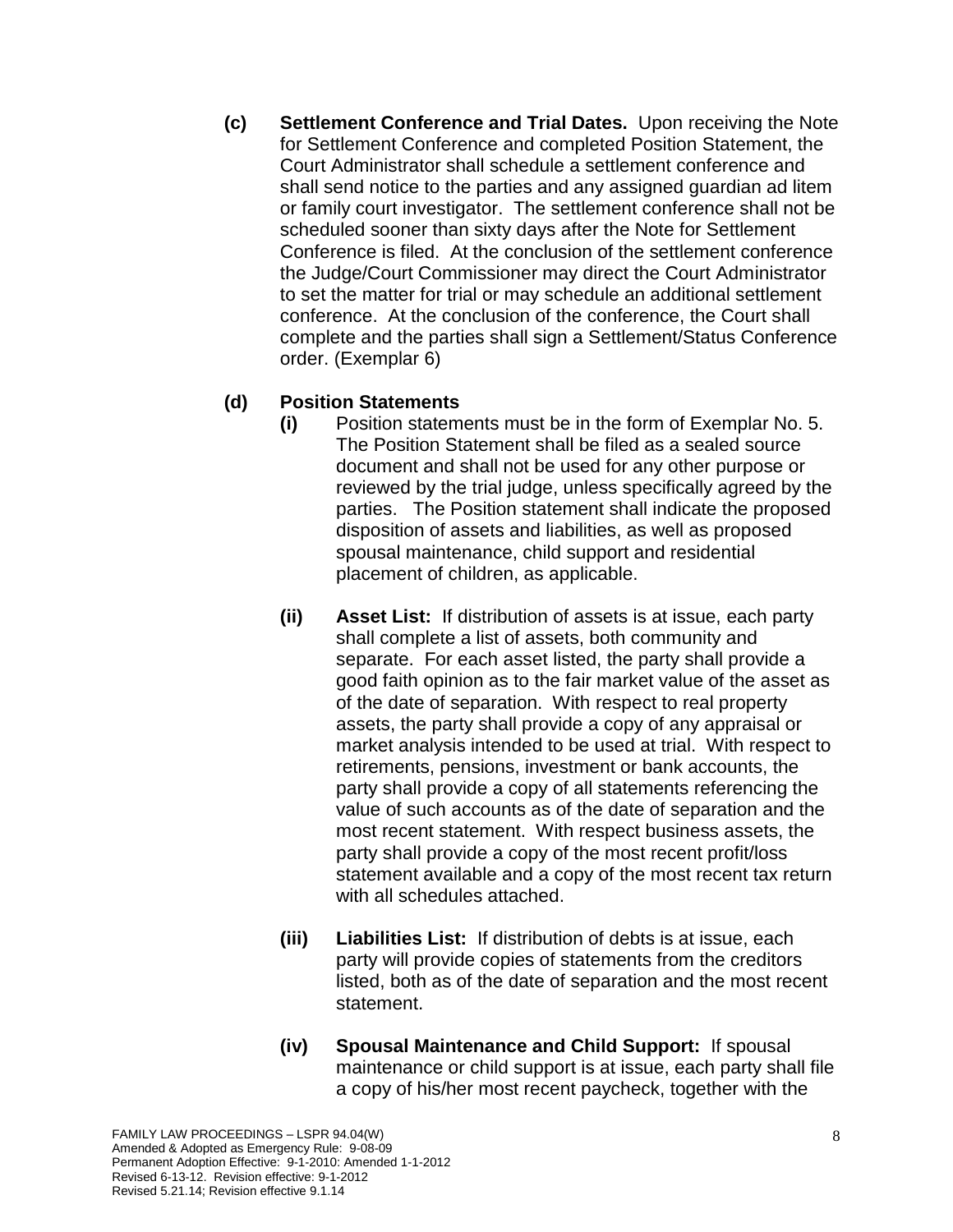**(c) Settlement Conference and Trial Dates.** Upon receiving the Note for Settlement Conference and completed Position Statement, the Court Administrator shall schedule a settlement conference and shall send notice to the parties and any assigned guardian ad litem or family court investigator. The settlement conference shall not be scheduled sooner than sixty days after the Note for Settlement Conference is filed. At the conclusion of the settlement conference the Judge/Court Commissioner may direct the Court Administrator to set the matter for trial or may schedule an additional settlement conference. At the conclusion of the conference, the Court shall complete and the parties shall sign a Settlement/Status Conference order. (Exemplar 6)

**(d) Position Statements**

**(i)** Position statements must be in the form of Exemplar No. 5. The Position Statement shall be filed as a sealed source document and shall not be used for any other purpose or reviewed by the trial judge, unless specifically agreed by the parties. The Position statement shall indicate the proposed disposition of assets and liabilities, as well as proposed spousal maintenance, child support and residential placement of children, as applicable.

**(ii) Asset List:** If distribution of assets is at issue, each party shall complete a list of assets, both community and separate. For each asset listed, the party shall provide a good faith opinion as to the fair market value of the asset as of the date of separation. With respect to real property assets, the party shall provide a copy of any appraisal or market analysis intended to be used at trial. With respect to retirements, pensions, investment or bank accounts, the party shall provide a copy of all statements referencing the value of such accounts as of the date of separation and the most recent statement. With respect business assets, the party shall provide a copy of the most recent profit/loss statement available and a copy of the most recent tax return with all schedules attached.

**(iii) Liabilities List:** If distribution of debts is at issue, each party will provide copies of statements from the creditors listed, both as of the date of separation and the most recent statement.

**(iv) Spousal Maintenance and Child Support:** If spousal maintenance or child support is at issue, each party shall file a copy of his/her most recent paycheck, together with the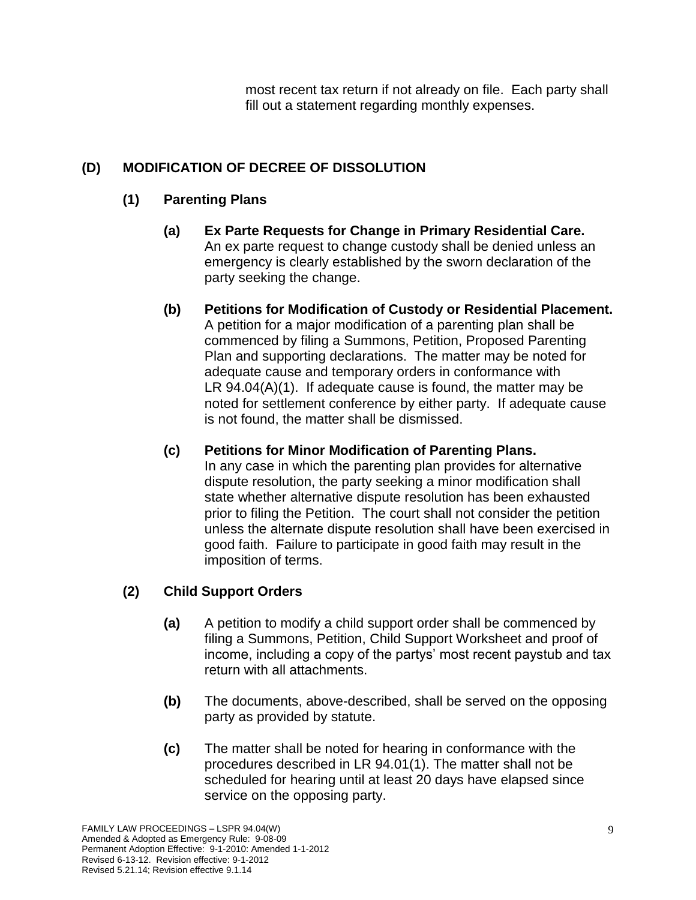most recent tax return if not already on file. Each party shall fill out a statement regarding monthly expenses.

## (D) MODIFICATION OF DECREE OF DISSOLUTION

### (1) Parenting Plans

**(a) Ex Parte Requests for Change in Primary Residential Care.** An ex parte request to change custody shall be denied unless an emergency is clearly established by the sworn declaration of the party seeking the change.

**(b) Petitions for Modification of Custody or Residential Placement.** A petition for a major modification of a parenting plan shall be commenced by filing a Summons, Petition, Proposed Parenting Plan and supporting declarations. The matter may be noted for adequate cause and temporary orders in conformance with LR 94.04(A)(1). If adequate cause is found, the matter may be noted for settlement conference by either party. If adequate cause is not found, the matter shall be dismissed.

**(c) Petitions for Minor Modification of Parenting Plans.** In any case in which the parenting plan provides for alternative dispute resolution, the party seeking a minor modification shall state whether alternative dispute resolution has been exhausted prior to filing the Petition. The court shall not consider the petition unless the alternate dispute resolution shall have been exercised in good faith. Failure to participate in good faith may result in the imposition of terms.

### (2) Child Support Orders

**(a)** A petition to modify a child support order shall be commenced by filing a Summons, Petition, Child Support Worksheet and proof of income, including a copy of the partys' most recent paystub and tax return with all attachments.

**(b)** The documents, above-described, shall be served on the opposing party as provided by statute.

**(c)** The matter shall be noted for hearing in conformance with the procedures described in LR 94.01(1). The matter shall not be scheduled for hearing until at least 20 days have elapsed since service on the opposing party.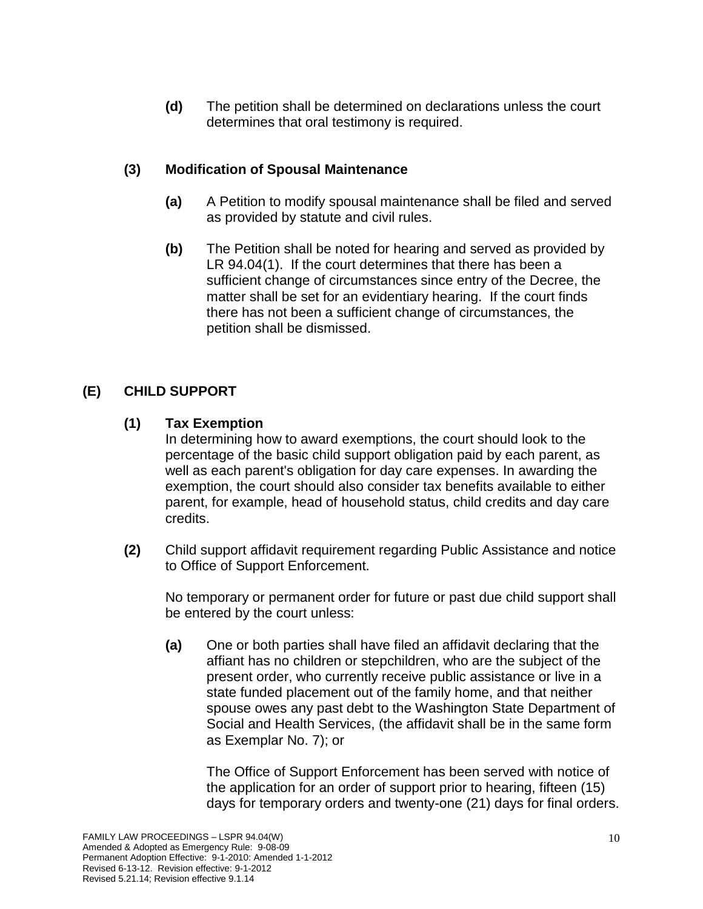**(d)** The petition shall be determined on declarations unless the court determines that oral testimony is required.

**(3) Modification of Spousal Maintenance**

**(a)** A Petition to modify spousal maintenance shall be filed and served as provided by statute and civil rules.

**(b)** The Petition shall be noted for hearing and served as provided by LR 94.04(1). If the court determines that there has been a sufficient change of circumstances since entry of the Decree, the matter shall be set for an evidentiary hearing. If the court finds there has not been a sufficient change of circumstances, the petition shall be dismissed.

## (E) CHILD SUPPORT

**(1) Tax Exemption**

In determining how to award exemptions, the court should look to the percentage of the basic child support obligation paid by each parent, as well as each parent's obligation for day care expenses. In awarding the exemption, the court should also consider tax benefits available to either parent, for example, head of household status, child credits and day care credits.

**(2)** Child support affidavit requirement regarding Public Assistance and notice to Office of Support Enforcement.

No temporary or permanent order for future or past due child support shall be entered by the court unless:

**(a)** One or both parties shall have filed an affidavit declaring that the affiant has no children or stepchildren, who are the subject of the present order, who currently receive public assistance or live in a state funded placement out of the family home, and that neither spouse owes any past debt to the Washington State Department of Social and Health Services, (the affidavit shall be in the same form as Exemplar No. 7); or

The Office of Support Enforcement has been served with notice of the application for an order of support prior to hearing, fifteen (15) days for temporary orders and twenty-one (21) days for final orders.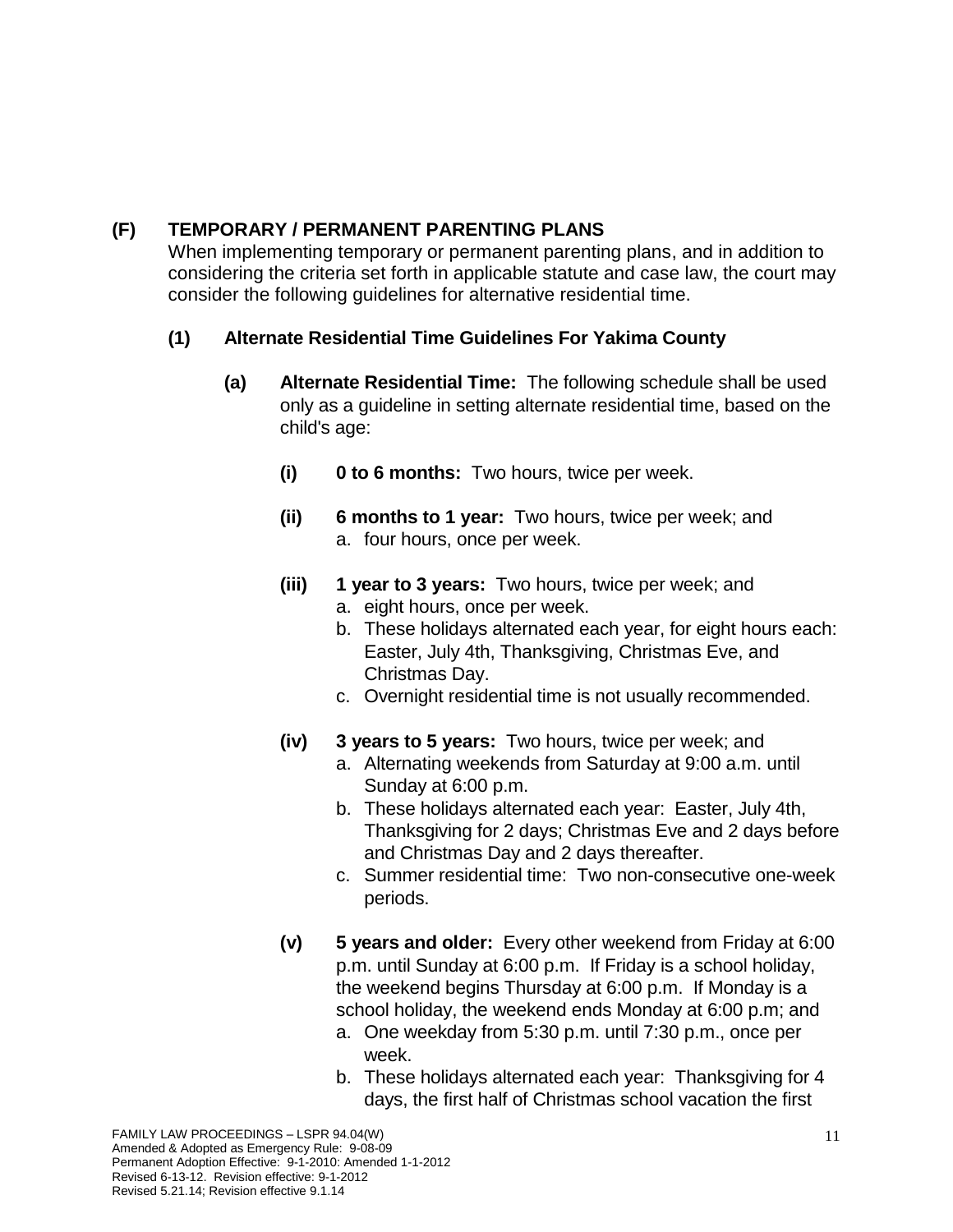## (F) TEMPORARY / PERMANENT PARENTING PLANS

When implementing temporary or permanent parenting plans, and in addition to considering the criteria set forth in applicable statute and case law, the court may consider the following guidelines for alternative residential time.

### (1) Alternate Residential Time Guidelines For Yakima County

**(a) Alternate Residential Time:** The following schedule shall be used only as a guideline in setting alternate residential time, based on the child's age:

**(i) 0 to 6 months:** Two hours, twice per week.

**(ii) 6 months to 1 year:** Two hours, twice per week; and

a. four hours, once per week.

**(iii) 1 year to 3 years:** Two hours, twice per week; and

a. eight hours, once per week.
b. These holidays alternated each year, for eight hours each: Easter, July 4th, Thanksgiving, Christmas Eve, and Christmas Day.
c. Overnight residential time is not usually recommended.

**(iv) 3 years to 5 years:** Two hours, twice per week; and

a. Alternating weekends from Saturday at 9:00 a.m. until Sunday at 6:00 p.m.
b. These holidays alternated each year: Easter, July 4th, Thanksgiving for 2 days; Christmas Eve and 2 days before and Christmas Day and 2 days thereafter.
c. Summer residential time: Two non-consecutive one-week periods.

**(v) 5 years and older:** Every other weekend from Friday at 6:00 p.m. until Sunday at 6:00 p.m. If Friday is a school holiday, the weekend begins Thursday at 6:00 p.m. If Monday is a school holiday, the weekend ends Monday at 6:00 p.m; and

a. One weekday from 5:30 p.m. until 7:30 p.m., once per week.
b. These holidays alternated each year: Thanksgiving for 4 days, the first half of Christmas school vacation the first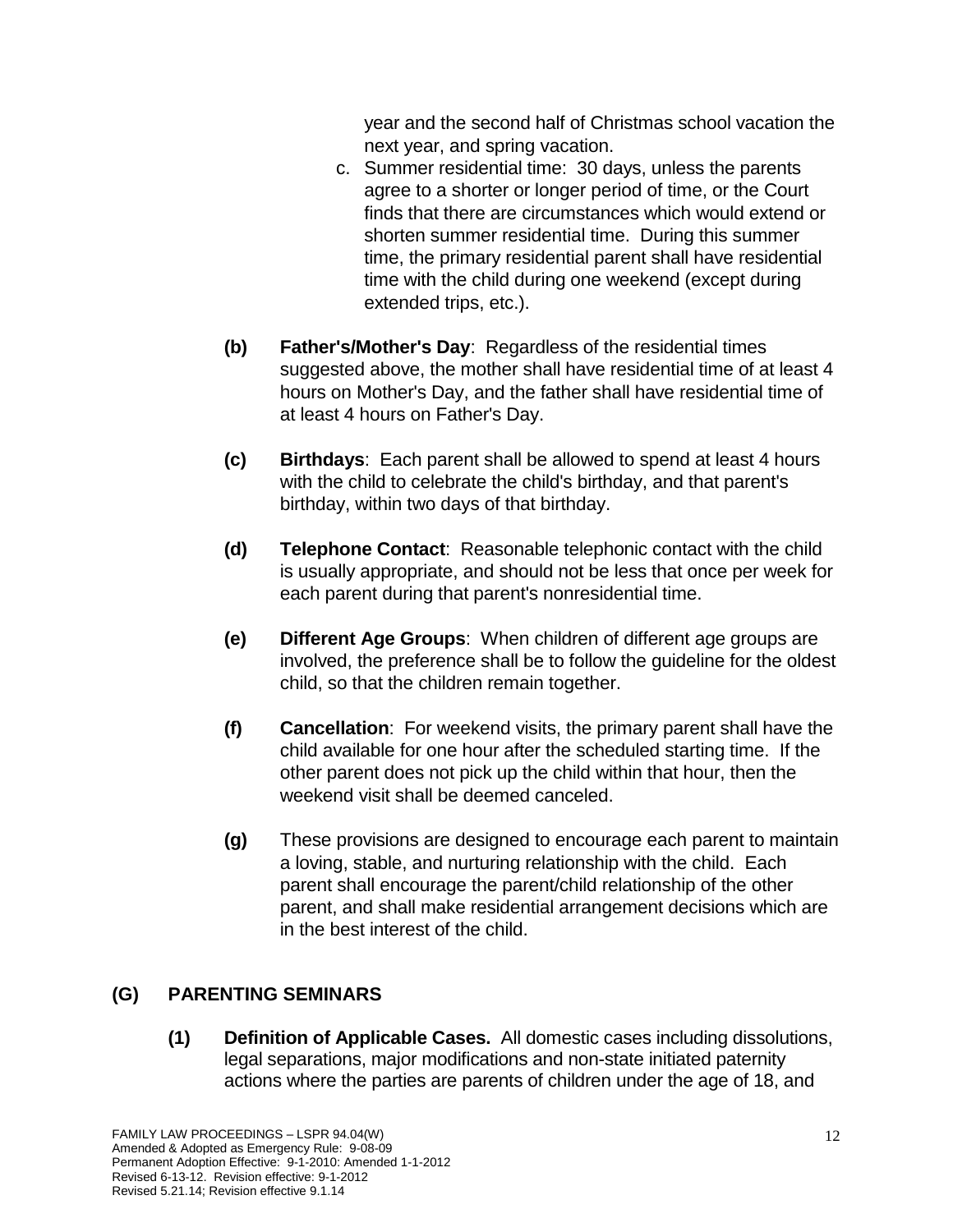year and the second half of Christmas school vacation the next year, and spring vacation.

c. Summer residential time: 30 days, unless the parents agree to a shorter or longer period of time, or the Court finds that there are circumstances which would extend or shorten summer residential time. During this summer time, the primary residential parent shall have residential time with the child during one weekend (except during extended trips, etc.).

**(b)** **Father's/Mother's Day**: Regardless of the residential times suggested above, the mother shall have residential time of at least 4 hours on Mother's Day, and the father shall have residential time of at least 4 hours on Father's Day.

**(c)** **Birthdays**: Each parent shall be allowed to spend at least 4 hours with the child to celebrate the child's birthday, and that parent's birthday, within two days of that birthday.

**(d)** **Telephone Contact**: Reasonable telephonic contact with the child is usually appropriate, and should not be less that once per week for each parent during that parent's nonresidential time.

**(e)** **Different Age Groups**: When children of different age groups are involved, the preference shall be to follow the guideline for the oldest child, so that the children remain together.

**(f)** **Cancellation**: For weekend visits, the primary parent shall have the child available for one hour after the scheduled starting time. If the other parent does not pick up the child within that hour, then the weekend visit shall be deemed canceled.

**(g)** These provisions are designed to encourage each parent to maintain a loving, stable, and nurturing relationship with the child. Each parent shall encourage the parent/child relationship of the other parent, and shall make residential arrangement decisions which are in the best interest of the child.

## (G) PARENTING SEMINARS

**(1)** **Definition of Applicable Cases.** All domestic cases including dissolutions, legal separations, major modifications and non-state initiated paternity actions where the parties are parents of children under the age of 18, and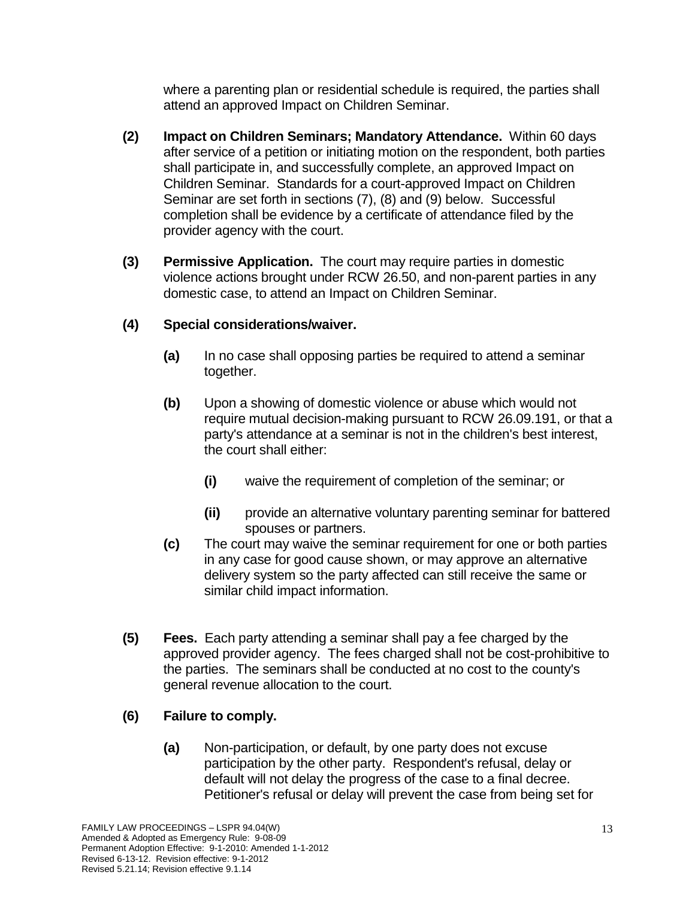where a parenting plan or residential schedule is required, the parties shall attend an approved Impact on Children Seminar.

**(2) Impact on Children Seminars; Mandatory Attendance.** Within 60 days after service of a petition or initiating motion on the respondent, both parties shall participate in, and successfully complete, an approved Impact on Children Seminar. Standards for a court-approved Impact on Children Seminar are set forth in sections (7), (8) and (9) below. Successful completion shall be evidence by a certificate of attendance filed by the provider agency with the court.

**(3) Permissive Application.** The court may require parties in domestic violence actions brought under RCW 26.50, and non-parent parties in any domestic case, to attend an Impact on Children Seminar.

**(4) Special considerations/waiver.**

- **(a)** In no case shall opposing parties be required to attend a seminar together.
- **(b)** Upon a showing of domestic violence or abuse which would not require mutual decision-making pursuant to RCW 26.09.191, or that a party's attendance at a seminar is not in the children's best interest, the court shall either:
  - **(i)** waive the requirement of completion of the seminar; or
  - **(ii)** provide an alternative voluntary parenting seminar for battered spouses or partners.
- **(c)** The court may waive the seminar requirement for one or both parties in any case for good cause shown, or may approve an alternative delivery system so the party affected can still receive the same or similar child impact information.

**(5) Fees.** Each party attending a seminar shall pay a fee charged by the approved provider agency. The fees charged shall not be cost-prohibitive to the parties. The seminars shall be conducted at no cost to the county's general revenue allocation to the court.

**(6) Failure to comply.**

- **(a)** Non-participation, or default, by one party does not excuse participation by the other party. Respondent's refusal, delay or default will not delay the progress of the case to a final decree. Petitioner's refusal or delay will prevent the case from being set for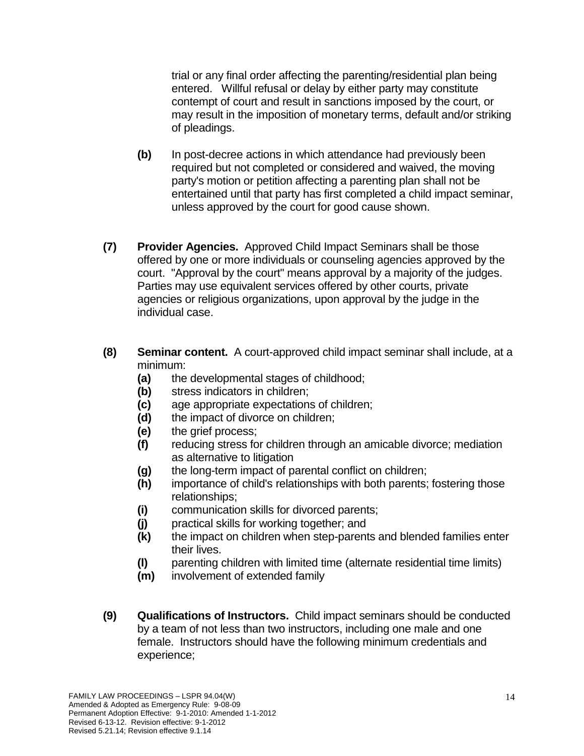trial or any final order affecting the parenting/residential plan being entered. Willful refusal or delay by either party may constitute contempt of court and result in sanctions imposed by the court, or may result in the imposition of monetary terms, default and/or striking of pleadings.

**(b)** In post-decree actions in which attendance had previously been required but not completed or considered and waived, the moving party's motion or petition affecting a parenting plan shall not be entertained until that party has first completed a child impact seminar, unless approved by the court for good cause shown.

**(7) Provider Agencies.** Approved Child Impact Seminars shall be those offered by one or more individuals or counseling agencies approved by the court. "Approval by the court" means approval by a majority of the judges. Parties may use equivalent services offered by other courts, private agencies or religious organizations, upon approval by the judge in the individual case.

**(8) Seminar content.** A court-approved child impact seminar shall include, at a minimum:

**(a)** the developmental stages of childhood;
**(b)** stress indicators in children;
**(c)** age appropriate expectations of children;
**(d)** the impact of divorce on children;
**(e)** the grief process;
**(f)** reducing stress for children through an amicable divorce; mediation as alternative to litigation
**(g)** the long-term impact of parental conflict on children;
**(h)** importance of child's relationships with both parents; fostering those relationships;
**(i)** communication skills for divorced parents;
**(j)** practical skills for working together; and
**(k)** the impact on children when step-parents and blended families enter their lives.
**(l)** parenting children with limited time (alternate residential time limits)
**(m)** involvement of extended family

**(9) Qualifications of Instructors.** Child impact seminars should be conducted by a team of not less than two instructors, including one male and one female. Instructors should have the following minimum credentials and experience;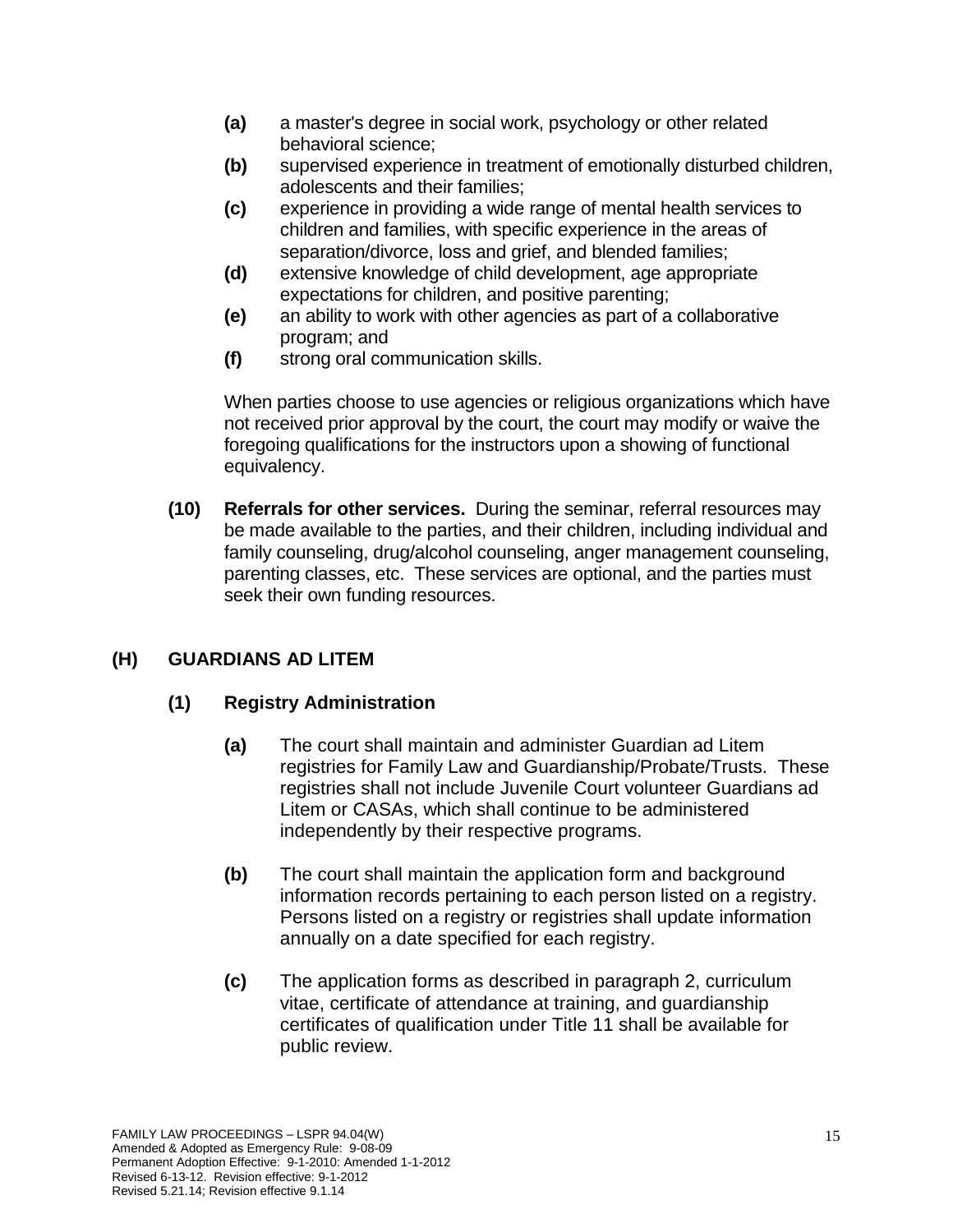**(a)** a master's degree in social work, psychology or other related behavioral science;

**(b)** supervised experience in treatment of emotionally disturbed children, adolescents and their families;

**(c)** experience in providing a wide range of mental health services to children and families, with specific experience in the areas of separation/divorce, loss and grief, and blended families;

**(d)** extensive knowledge of child development, age appropriate expectations for children, and positive parenting;

**(e)** an ability to work with other agencies as part of a collaborative program; and

**(f)** strong oral communication skills.

When parties choose to use agencies or religious organizations which have not received prior approval by the court, the court may modify or waive the foregoing qualifications for the instructors upon a showing of functional equivalency.

**(10) Referrals for other services.** During the seminar, referral resources may be made available to the parties, and their children, including individual and family counseling, drug/alcohol counseling, anger management counseling, parenting classes, etc. These services are optional, and the parties must seek their own funding resources.

## (H) GUARDIANS AD LITEM

### (1) Registry Administration

**(a)** The court shall maintain and administer Guardian ad Litem registries for Family Law and Guardianship/Probate/Trusts. These registries shall not include Juvenile Court volunteer Guardians ad Litem or CASAs, which shall continue to be administered independently by their respective programs.

**(b)** The court shall maintain the application form and background information records pertaining to each person listed on a registry. Persons listed on a registry or registries shall update information annually on a date specified for each registry.

**(c)** The application forms as described in paragraph 2, curriculum vitae, certificate of attendance at training, and guardianship certificates of qualification under Title 11 shall be available for public review.

FAMILY LAW PROCEEDINGS – LSPR 94.04(W)
Amended & Adopted as Emergency Rule: 9-08-09
Permanent Adoption Effective: 9-1-2010: Amended 1-1-2012
Revised 6-13-12. Revision effective: 9-1-2012
Revised 5.21.14; Revision effective 9.1.14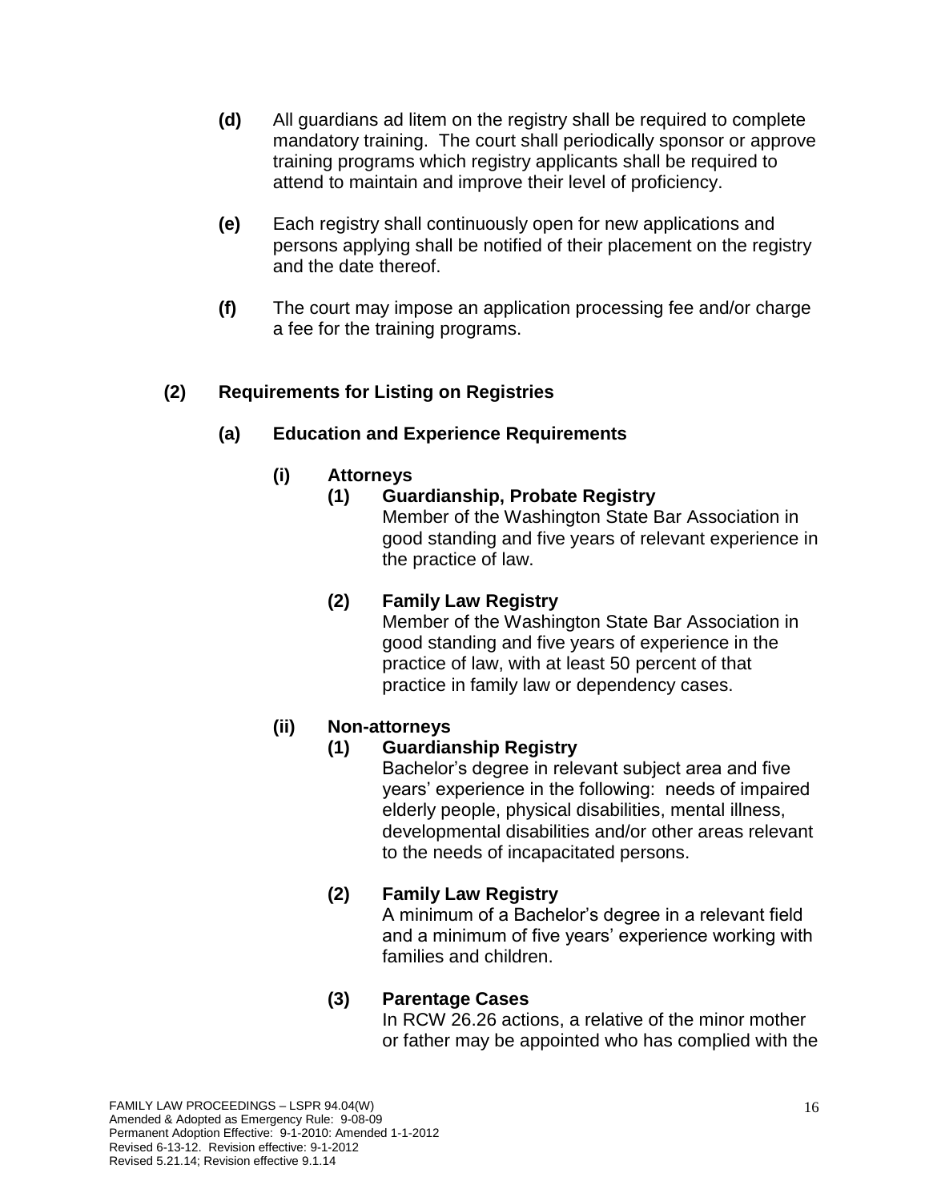**(d)** All guardians ad litem on the registry shall be required to complete mandatory training. The court shall periodically sponsor or approve training programs which registry applicants shall be required to attend to maintain and improve their level of proficiency.

**(e)** Each registry shall continuously open for new applications and persons applying shall be notified of their placement on the registry and the date thereof.

**(f)** The court may impose an application processing fee and/or charge a fee for the training programs.

**(2) Requirements for Listing on Registries**

**(a) Education and Experience Requirements**

**(i) Attorneys**

**(1) Guardianship, Probate Registry**

Member of the Washington State Bar Association in good standing and five years of relevant experience in the practice of law.

**(2) Family Law Registry**

Member of the Washington State Bar Association in good standing and five years of experience in the practice of law, with at least 50 percent of that practice in family law or dependency cases.

**(ii) Non-attorneys**

**(1) Guardianship Registry**

Bachelor's degree in relevant subject area and five years' experience in the following: needs of impaired elderly people, physical disabilities, mental illness, developmental disabilities and/or other areas relevant to the needs of incapacitated persons.

**(2) Family Law Registry**

A minimum of a Bachelor's degree in a relevant field and a minimum of five years' experience working with families and children.

**(3) Parentage Cases**

In RCW 26.26 actions, a relative of the minor mother or father may be appointed who has complied with the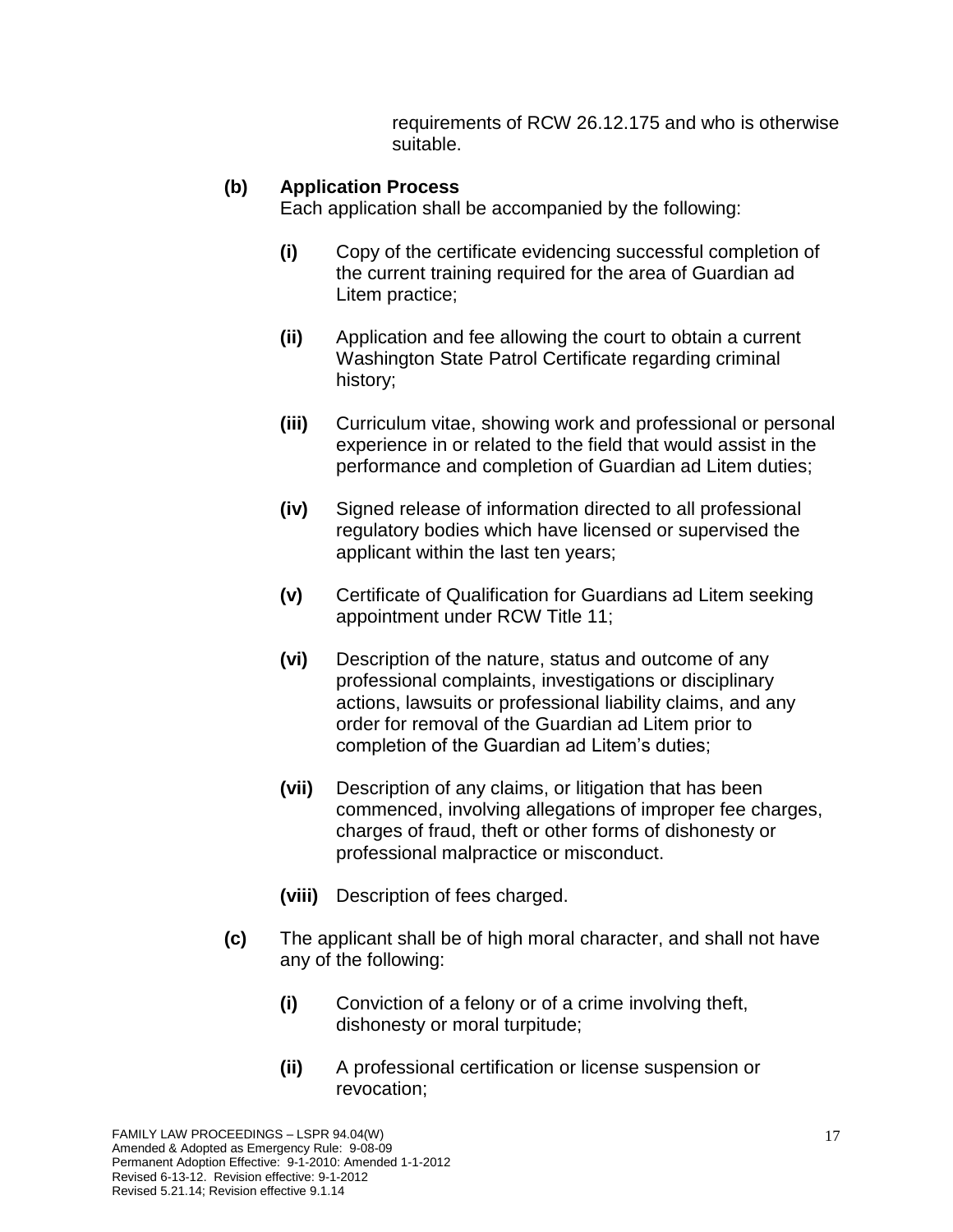requirements of RCW 26.12.175 and who is otherwise suitable.

**(b) Application Process**
Each application shall be accompanied by the following:

**(i)** Copy of the certificate evidencing successful completion of the current training required for the area of Guardian ad Litem practice;

**(ii)** Application and fee allowing the court to obtain a current Washington State Patrol Certificate regarding criminal history;

**(iii)** Curriculum vitae, showing work and professional or personal experience in or related to the field that would assist in the performance and completion of Guardian ad Litem duties;

**(iv)** Signed release of information directed to all professional regulatory bodies which have licensed or supervised the applicant within the last ten years;

**(v)** Certificate of Qualification for Guardians ad Litem seeking appointment under RCW Title 11;

**(vi)** Description of the nature, status and outcome of any professional complaints, investigations or disciplinary actions, lawsuits or professional liability claims, and any order for removal of the Guardian ad Litem prior to completion of the Guardian ad Litem's duties;

**(vii)** Description of any claims, or litigation that has been commenced, involving allegations of improper fee charges, charges of fraud, theft or other forms of dishonesty or professional malpractice or misconduct.

**(viii)** Description of fees charged.

**(c)** The applicant shall be of high moral character, and shall not have any of the following:

**(i)** Conviction of a felony or of a crime involving theft, dishonesty or moral turpitude;

**(ii)** A professional certification or license suspension or revocation;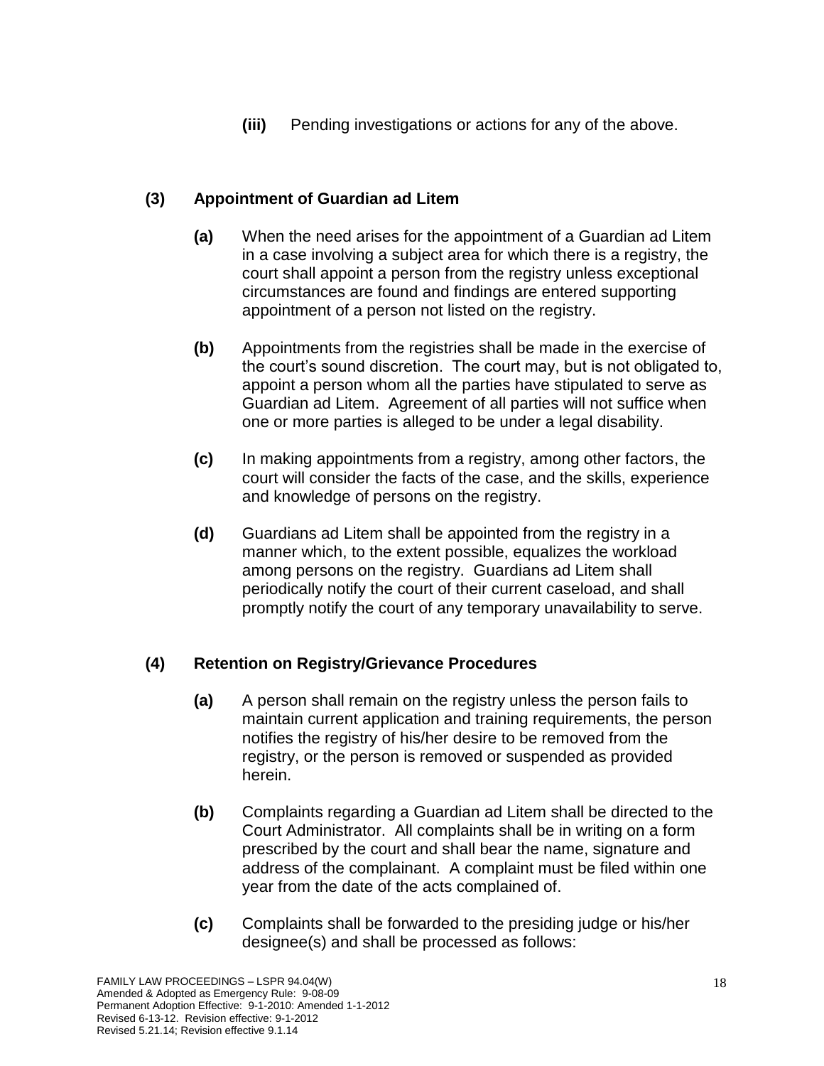**(iii)** Pending investigations or actions for any of the above.

**(3) Appointment of Guardian ad Litem**

**(a)** When the need arises for the appointment of a Guardian ad Litem in a case involving a subject area for which there is a registry, the court shall appoint a person from the registry unless exceptional circumstances are found and findings are entered supporting appointment of a person not listed on the registry.

**(b)** Appointments from the registries shall be made in the exercise of the court's sound discretion. The court may, but is not obligated to, appoint a person whom all the parties have stipulated to serve as Guardian ad Litem. Agreement of all parties will not suffice when one or more parties is alleged to be under a legal disability.

**(c)** In making appointments from a registry, among other factors, the court will consider the facts of the case, and the skills, experience and knowledge of persons on the registry.

**(d)** Guardians ad Litem shall be appointed from the registry in a manner which, to the extent possible, equalizes the workload among persons on the registry. Guardians ad Litem shall periodically notify the court of their current caseload, and shall promptly notify the court of any temporary unavailability to serve.

**(4) Retention on Registry/Grievance Procedures**

**(a)** A person shall remain on the registry unless the person fails to maintain current application and training requirements, the person notifies the registry of his/her desire to be removed from the registry, or the person is removed or suspended as provided herein.

**(b)** Complaints regarding a Guardian ad Litem shall be directed to the Court Administrator. All complaints shall be in writing on a form prescribed by the court and shall bear the name, signature and address of the complainant. A complaint must be filed within one year from the date of the acts complained of.

**(c)** Complaints shall be forwarded to the presiding judge or his/her designee(s) and shall be processed as follows: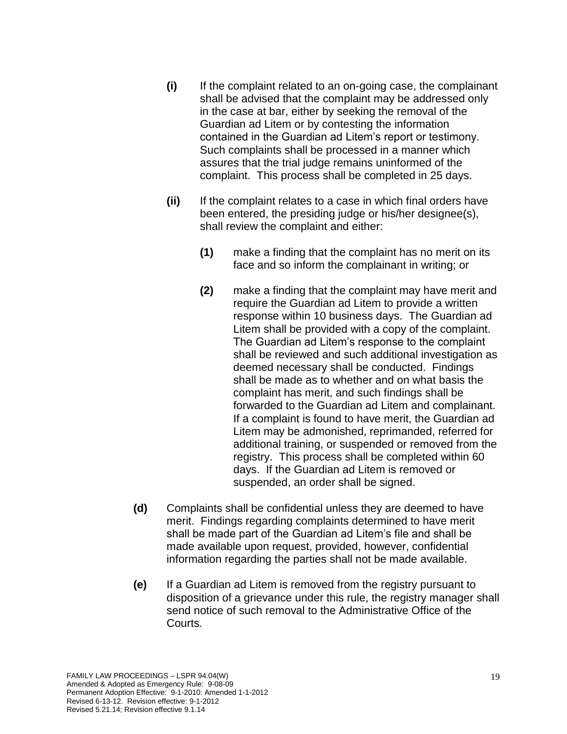**(i)** If the complaint related to an on-going case, the complainant shall be advised that the complaint may be addressed only in the case at bar, either by seeking the removal of the Guardian ad Litem or by contesting the information contained in the Guardian ad Litem's report or testimony. Such complaints shall be processed in a manner which assures that the trial judge remains uninformed of the complaint. This process shall be completed in 25 days.

**(ii)** If the complaint relates to a case in which final orders have been entered, the presiding judge or his/her designee(s), shall review the complaint and either:

**(1)** make a finding that the complaint has no merit on its face and so inform the complainant in writing; or

**(2)** make a finding that the complaint may have merit and require the Guardian ad Litem to provide a written response within 10 business days. The Guardian ad Litem shall be provided with a copy of the complaint. The Guardian ad Litem's response to the complaint shall be reviewed and such additional investigation as deemed necessary shall be conducted. Findings shall be made as to whether and on what basis the complaint has merit, and such findings shall be forwarded to the Guardian ad Litem and complainant. If a complaint is found to have merit, the Guardian ad Litem may be admonished, reprimanded, referred for additional training, or suspended or removed from the registry. This process shall be completed within 60 days. If the Guardian ad Litem is removed or suspended, an order shall be signed.

**(d)** Complaints shall be confidential unless they are deemed to have merit. Findings regarding complaints determined to have merit shall be made part of the Guardian ad Litem's file and shall be made available upon request, provided, however, confidential information regarding the parties shall not be made available.

**(e)** If a Guardian ad Litem is removed from the registry pursuant to disposition of a grievance under this rule, the registry manager shall send notice of such removal to the Administrative Office of the Courts.

FAMILY LAW PROCEEDINGS – LSPR 94.04(W)
Amended & Adopted as Emergency Rule: 9-08-09
Permanent Adoption Effective: 9-1-2010: Amended 1-1-2012
Revised 6-13-12. Revision effective: 9-1-2012
Revised 5.21.14; Revision effective 9.1.14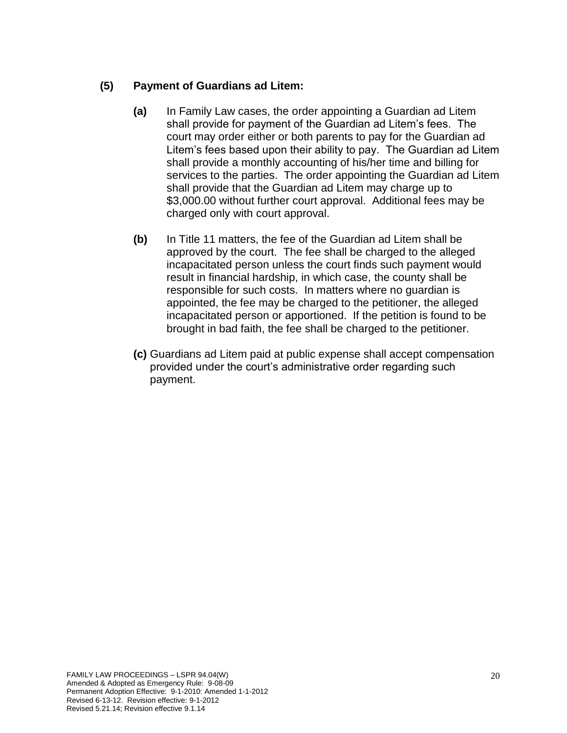**(5) Payment of Guardians ad Litem:**

**(a)** In Family Law cases, the order appointing a Guardian ad Litem shall provide for payment of the Guardian ad Litem's fees. The court may order either or both parents to pay for the Guardian ad Litem's fees based upon their ability to pay. The Guardian ad Litem shall provide a monthly accounting of his/her time and billing for services to the parties. The order appointing the Guardian ad Litem shall provide that the Guardian ad Litem may charge up to $3,000.00 without further court approval. Additional fees may be charged only with court approval.

**(b)** In Title 11 matters, the fee of the Guardian ad Litem shall be approved by the court. The fee shall be charged to the alleged incapacitated person unless the court finds such payment would result in financial hardship, in which case, the county shall be responsible for such costs. In matters where no guardian is appointed, the fee may be charged to the petitioner, the alleged incapacitated person or apportioned. If the petition is found to be brought in bad faith, the fee shall be charged to the petitioner.

**(c)** Guardians ad Litem paid at public expense shall accept compensation provided under the court's administrative order regarding such payment.

FAMILY LAW PROCEEDINGS – LSPR 94.04(W)
Amended & Adopted as Emergency Rule: 9-08-09
Permanent Adoption Effective: 9-1-2010: Amended 1-1-2012
Revised 6-13-12. Revision effective: 9-1-2012
Revised 5.21.14; Revision effective 9.1.14